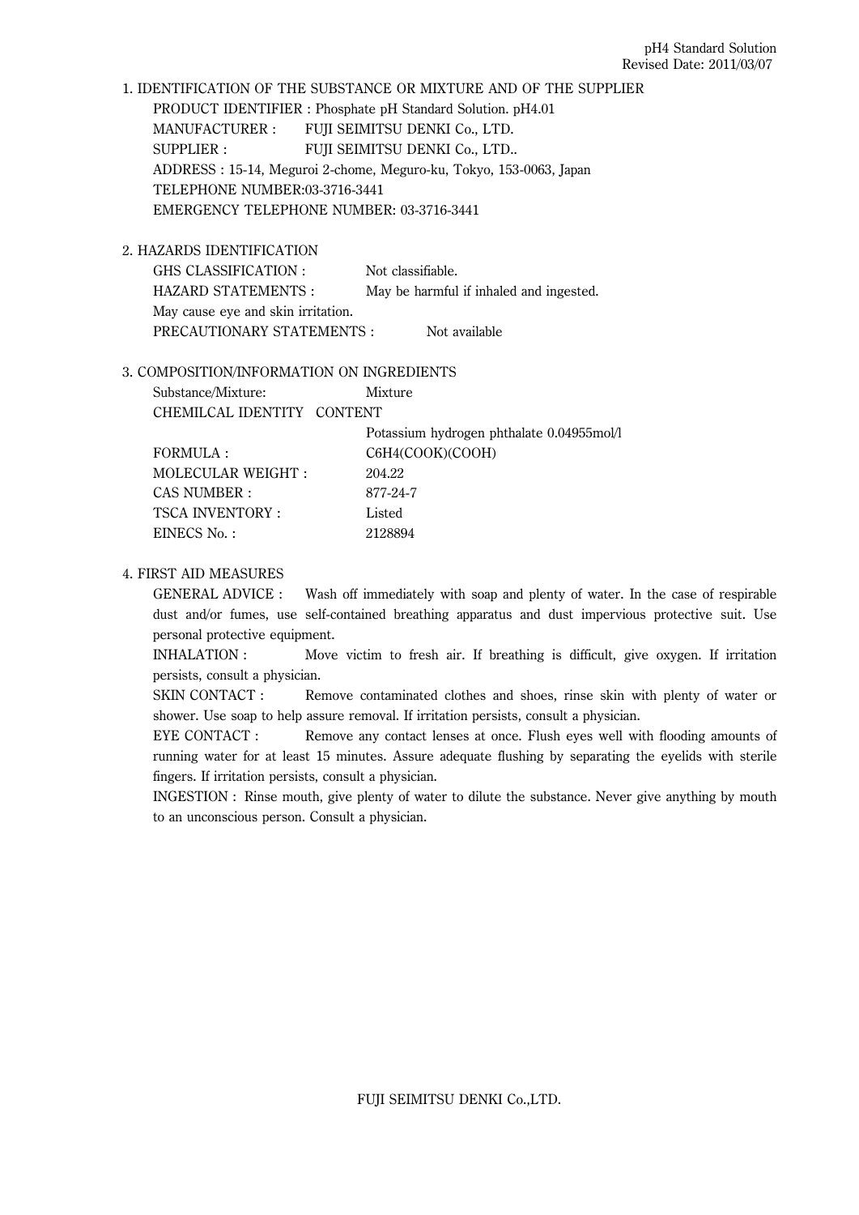## 1. IDENTIFICATION OF THE SUBSTANCE OR MIXTURE AND OF THE SUPPLIER

PRODUCT IDENTIFIER : Phosphate pH Standard Solution. pH4.01

MANUFACTURER : FUJI SEIMITSU DENKI Co., LTD.

SUPPLIER : FUJI SEIMITSU DENKI Co., LTD..

ADDRESS : 15-14, Meguroi 2-chome, Meguro-ku, Tokyo, 153-0063, Japan

TELEPHONE NUMBER:03-3716-3441

EMERGENCY TELEPHONE NUMBER: 03-3716-3441

## 2. HAZARDS IDENTIFICATION

GHS CLASSIFICATION : Not classifiable.

HAZARD STATEMENTS : May be harmful if inhaled and ingested.

May cause eye and skin irritation.

PRECAUTIONARY STATEMENTS : Not available

## 3. COMPOSITION/INFORMATION ON INGREDIENTS

Substance/Mixture: Mixture

CHEMILCAL IDENTITY CONTENT

| | |
|---|---|
| | Potassium hydrogen phthalate 0.04955mol/l |
| FORMULA : | C6H4(COOK)(COOH) |
| MOLECULAR WEIGHT : | 204.22 |
| CAS NUMBER : | 877-24-7 |
| TSCA INVENTORY : | Listed |
| EINECS No. : | 2128894 |

## 4. FIRST AID MEASURES

GENERAL ADVICE : Wash off immediately with soap and plenty of water. In the case of respirable dust and/or fumes, use self-contained breathing apparatus and dust impervious protective suit. Use personal protective equipment.

INHALATION : Move victim to fresh air. If breathing is difficult, give oxygen. If irritation persists, consult a physician.

SKIN CONTACT : Remove contaminated clothes and shoes, rinse skin with plenty of water or shower. Use soap to help assure removal. If irritation persists, consult a physician.

EYE CONTACT : Remove any contact lenses at once. Flush eyes well with flooding amounts of running water for at least 15 minutes. Assure adequate flushing by separating the eyelids with sterile fingers. If irritation persists, consult a physician.

INGESTION : Rinse mouth, give plenty of water to dilute the substance. Never give anything by mouth to an unconscious person. Consult a physician.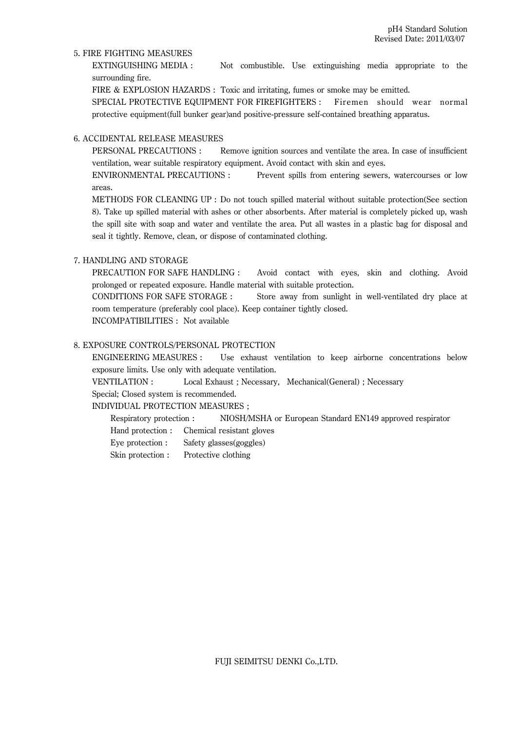## 5. FIRE FIGHTING MEASURES

EXTINGUISHING MEDIA : Not combustible. Use extinguishing media appropriate to the surrounding fire.

FIRE & EXPLOSION HAZARDS : Toxic and irritating, fumes or smoke may be emitted.

SPECIAL PROTECTIVE EQUIPMENT FOR FIREFIGHTERS : Firemen should wear normal protective equipment(full bunker gear)and positive-pressure self-contained breathing apparatus.

## 6. ACCIDENTAL RELEASE MEASURES

PERSONAL PRECAUTIONS : Remove ignition sources and ventilate the area. In case of insufficient ventilation, wear suitable respiratory equipment. Avoid contact with skin and eyes.

ENVIRONMENTAL PRECAUTIONS : Prevent spills from entering sewers, watercourses or low areas.

METHODS FOR CLEANING UP : Do not touch spilled material without suitable protection(See section 8). Take up spilled material with ashes or other absorbents. After material is completely picked up, wash the spill site with soap and water and ventilate the area. Put all wastes in a plastic bag for disposal and seal it tightly. Remove, clean, or dispose of contaminated clothing.

## 7. HANDLING AND STORAGE

PRECAUTION FOR SAFE HANDLING : Avoid contact with eyes, skin and clothing. Avoid prolonged or repeated exposure. Handle material with suitable protection.

CONDITIONS FOR SAFE STORAGE : Store away from sunlight in well-ventilated dry place at room temperature (preferably cool place). Keep container tightly closed.

INCOMPATIBILITIES : Not available

## 8. EXPOSURE CONTROLS/PERSONAL PROTECTION

ENGINEERING MEASURES : Use exhaust ventilation to keep airborne concentrations below exposure limits. Use only with adequate ventilation.

VENTILATION : Local Exhaust ; Necessary, Mechanical(General) ; Necessary

Special; Closed system is recommended.

INDIVIDUAL PROTECTION MEASURES ;

- Respiratory protection : NIOSH/MSHA or European Standard EN149 approved respirator
- Hand protection : Chemical resistant gloves
- Eye protection : Safety glasses(goggles)
- Skin protection : Protective clothing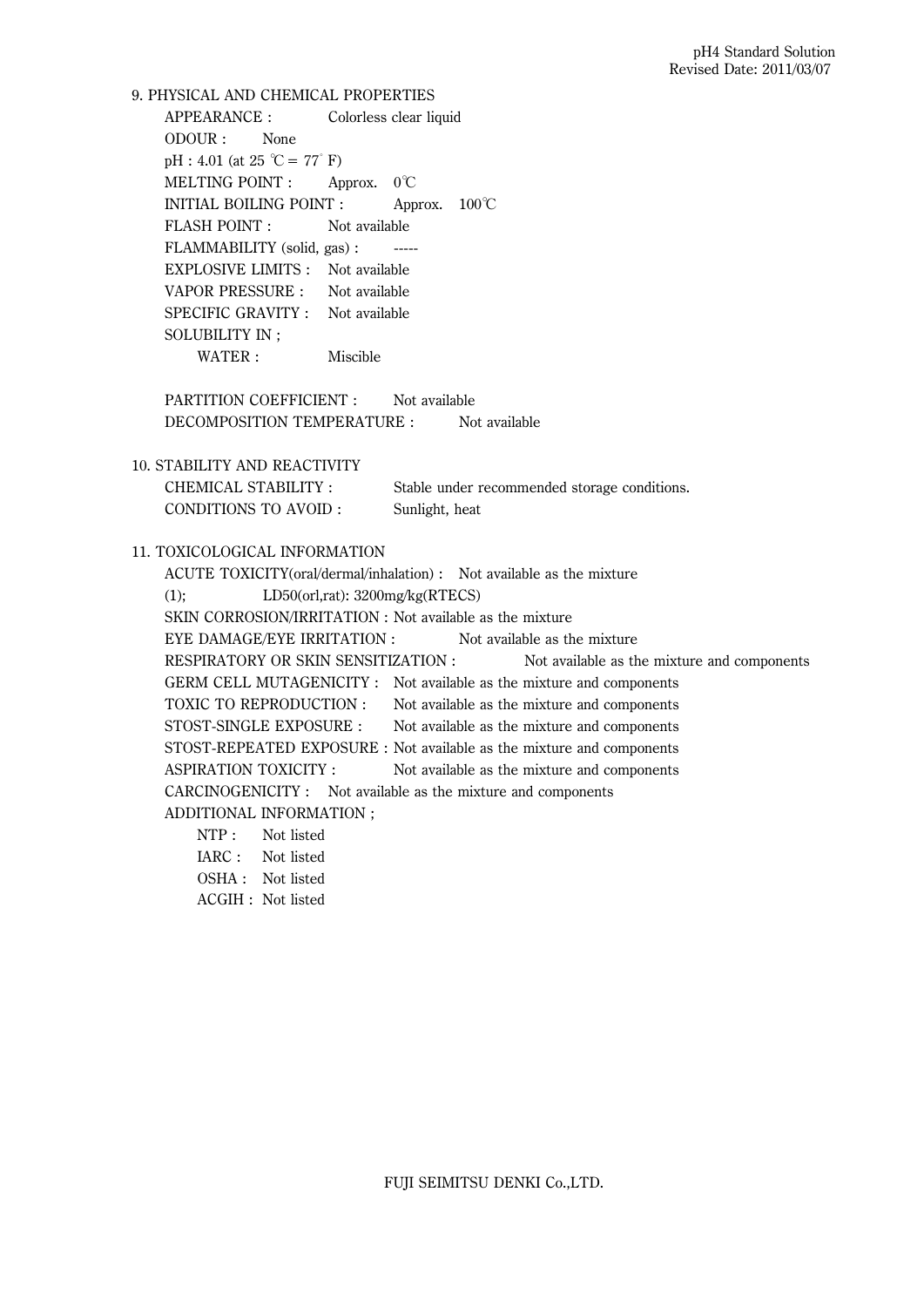## 9. PHYSICAL AND CHEMICAL PROPERTIES

APPEARANCE : Colorless clear liquid

ODOUR : None

pH : 4.01 (at 25 ℃ = 77 ゚F)

MELTING POINT : Approx. 0℃

INITIAL BOILING POINT : Approx. 100℃

FLASH POINT : Not available

FLAMMABILITY (solid, gas) : -----

EXPLOSIVE LIMITS : Not available

VAPOR PRESSURE : Not available

SPECIFIC GRAVITY : Not available

SOLUBILITY IN ;

- WATER : Miscible

PARTITION COEFFICIENT : Not available

DECOMPOSITION TEMPERATURE : Not available

## 10. STABILITY AND REACTIVITY

CHEMICAL STABILITY : Stable under recommended storage conditions.

CONDITIONS TO AVOID : Sunlight, heat

## 11. TOXICOLOGICAL INFORMATION

ACUTE TOXICITY(oral/dermal/inhalation) : Not available as the mixture

(1); LD50(orl,rat): 3200mg/kg(RTECS)

SKIN CORROSION/IRRITATION : Not available as the mixture

EYE DAMAGE/EYE IRRITATION : Not available as the mixture

RESPIRATORY OR SKIN SENSITIZATION : Not available as the mixture and components

GERM CELL MUTAGENICITY : Not available as the mixture and components

TOXIC TO REPRODUCTION : Not available as the mixture and components

STOST-SINGLE EXPOSURE : Not available as the mixture and components

STOST-REPEATED EXPOSURE : Not available as the mixture and components

ASPIRATION TOXICITY : Not available as the mixture and components

CARCINOGENICITY : Not available as the mixture and components

ADDITIONAL INFORMATION ;

- NTP : Not listed
- IARC : Not listed
- OSHA : Not listed
- ACGIH : Not listed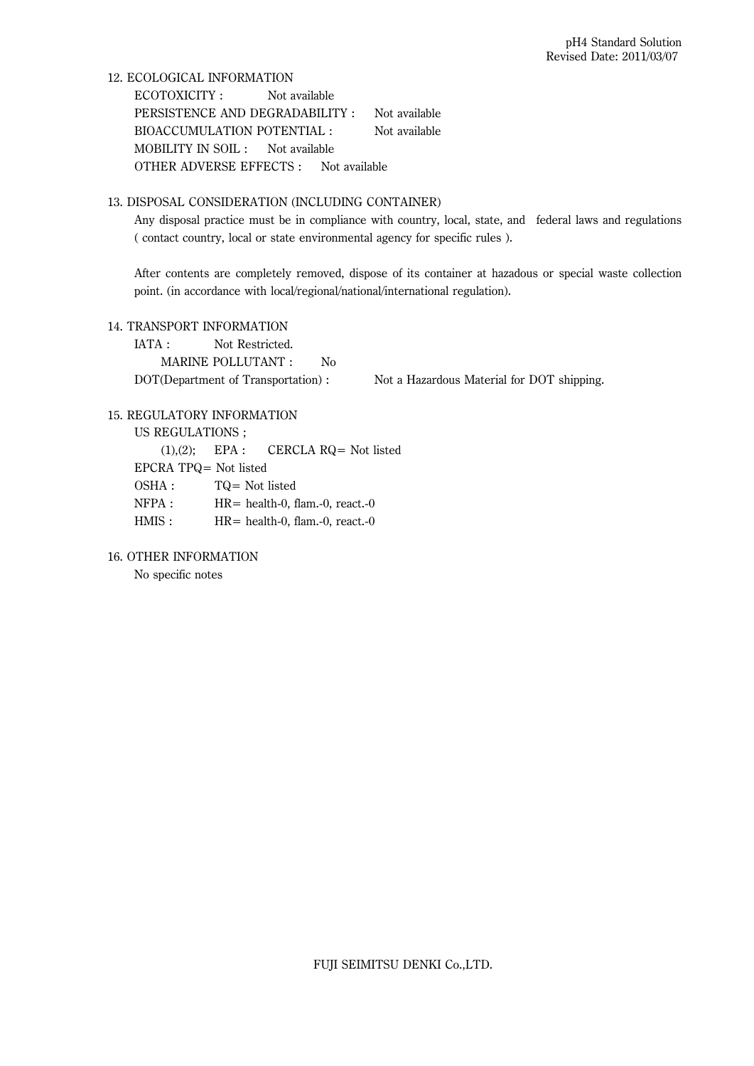## 12. ECOLOGICAL INFORMATION

ECOTOXICITY : Not available
PERSISTENCE AND DEGRADABILITY : Not available
BIOACCUMULATION POTENTIAL : Not available
MOBILITY IN SOIL : Not available
OTHER ADVERSE EFFECTS : Not available

## 13. DISPOSAL CONSIDERATION (INCLUDING CONTAINER)

Any disposal practice must be in compliance with country, local, state, and federal laws and regulations ( contact country, local or state environmental agency for specific rules ).

After contents are completely removed, dispose of its container at hazadous or special waste collection point. (in accordance with local/regional/national/international regulation).

## 14. TRANSPORT INFORMATION

IATA : Not Restricted.
MARINE POLLUTANT : No
DOT(Department of Transportation) : Not a Hazardous Material for DOT shipping.

## 15. REGULATORY INFORMATION

US REGULATIONS ;
(1),(2); EPA : CERCLA RQ= Not listed
EPCRA TPQ= Not listed
OSHA : TQ= Not listed
NFPA : HR= health-0, flam.-0, react.-0
HMIS : HR= health-0, flam.-0, react.-0

## 16. OTHER INFORMATION

No specific notes

FUJI SEIMITSU DENKI Co.,LTD.